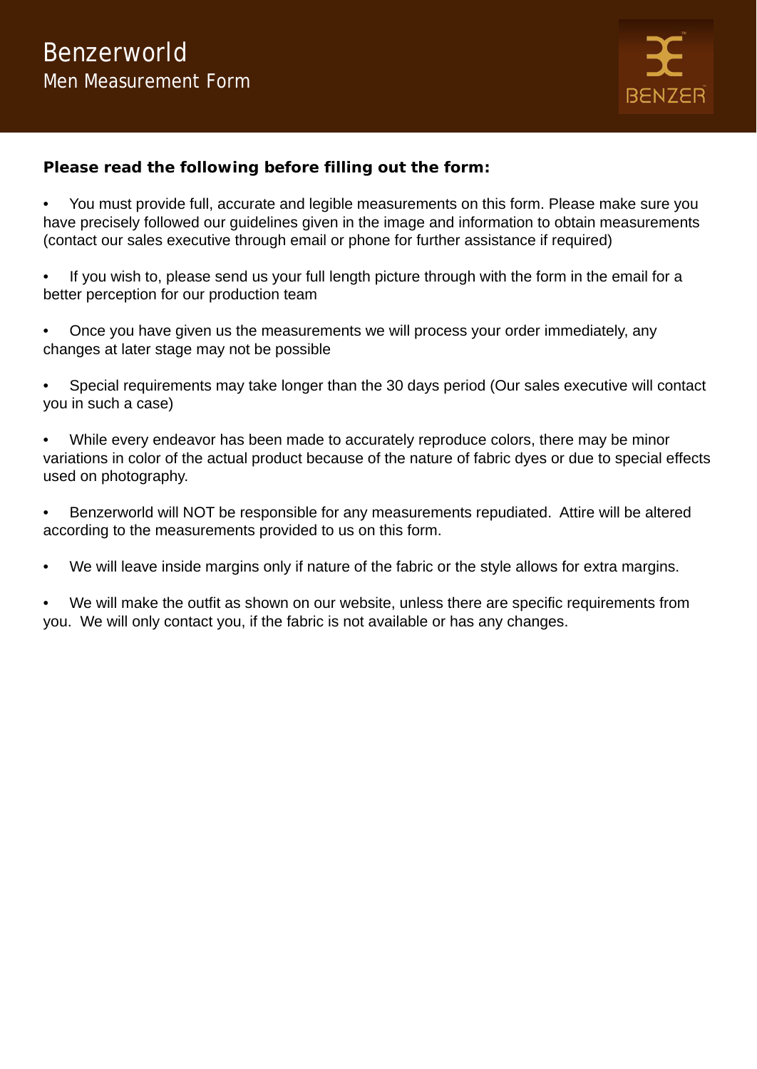# Benzerworld

## Men Measurement Form

BENZER

**Please read the following before filling out the form:**

- You must provide full, accurate and legible measurements on this form. Please make sure you have precisely followed our guidelines given in the image and information to obtain measurements (contact our sales executive through email or phone for further assistance if required)

- If you wish to, please send us your full length picture through with the form in the email for a better perception for our production team

- Once you have given us the measurements we will process your order immediately, any changes at later stage may not be possible

- Special requirements may take longer than the 30 days period (Our sales executive will contact you in such a case)

- While every endeavor has been made to accurately reproduce colors, there may be minor variations in color of the actual product because of the nature of fabric dyes or due to special effects used on photography.

- Benzerworld will NOT be responsible for any measurements repudiated. Attire will be altered according to the measurements provided to us on this form.

- We will leave inside margins only if nature of the fabric or the style allows for extra margins.

- We will make the outfit as shown on our website, unless there are specific requirements from you. We will only contact you, if the fabric is not available or has any changes.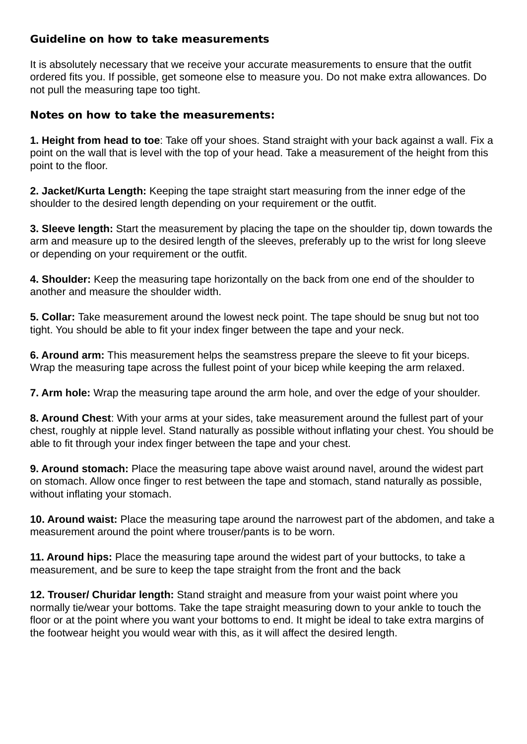## Guideline on how to take measurements

It is absolutely necessary that we receive your accurate measurements to ensure that the outfit ordered fits you. If possible, get someone else to measure you. Do not make extra allowances. Do not pull the measuring tape too tight.

### Notes on how to take the measurements:

**1. Height from head to toe**: Take off your shoes. Stand straight with your back against a wall. Fix a point on the wall that is level with the top of your head. Take a measurement of the height from this point to the floor.

**2. Jacket/Kurta Length:** Keeping the tape straight start measuring from the inner edge of the shoulder to the desired length depending on your requirement or the outfit.

**3. Sleeve length:** Start the measurement by placing the tape on the shoulder tip, down towards the arm and measure up to the desired length of the sleeves, preferably up to the wrist for long sleeve or depending on your requirement or the outfit.

**4. Shoulder:** Keep the measuring tape horizontally on the back from one end of the shoulder to another and measure the shoulder width.

**5. Collar:** Take measurement around the lowest neck point. The tape should be snug but not too tight. You should be able to fit your index finger between the tape and your neck.

**6. Around arm:** This measurement helps the seamstress prepare the sleeve to fit your biceps. Wrap the measuring tape across the fullest point of your bicep while keeping the arm relaxed.

**7. Arm hole:** Wrap the measuring tape around the arm hole, and over the edge of your shoulder.

**8. Around Chest**: With your arms at your sides, take measurement around the fullest part of your chest, roughly at nipple level. Stand naturally as possible without inflating your chest. You should be able to fit through your index finger between the tape and your chest.

**9. Around stomach:** Place the measuring tape above waist around navel, around the widest part on stomach. Allow once finger to rest between the tape and stomach, stand naturally as possible, without inflating your stomach.

**10. Around waist:** Place the measuring tape around the narrowest part of the abdomen, and take a measurement around the point where trouser/pants is to be worn.

**11. Around hips:** Place the measuring tape around the widest part of your buttocks, to take a measurement, and be sure to keep the tape straight from the front and the back

**12. Trouser/ Churidar length:** Stand straight and measure from your waist point where you normally tie/wear your bottoms. Take the tape straight measuring down to your ankle to touch the floor or at the point where you want your bottoms to end. It might be ideal to take extra margins of the footwear height you would wear with this, as it will affect the desired length.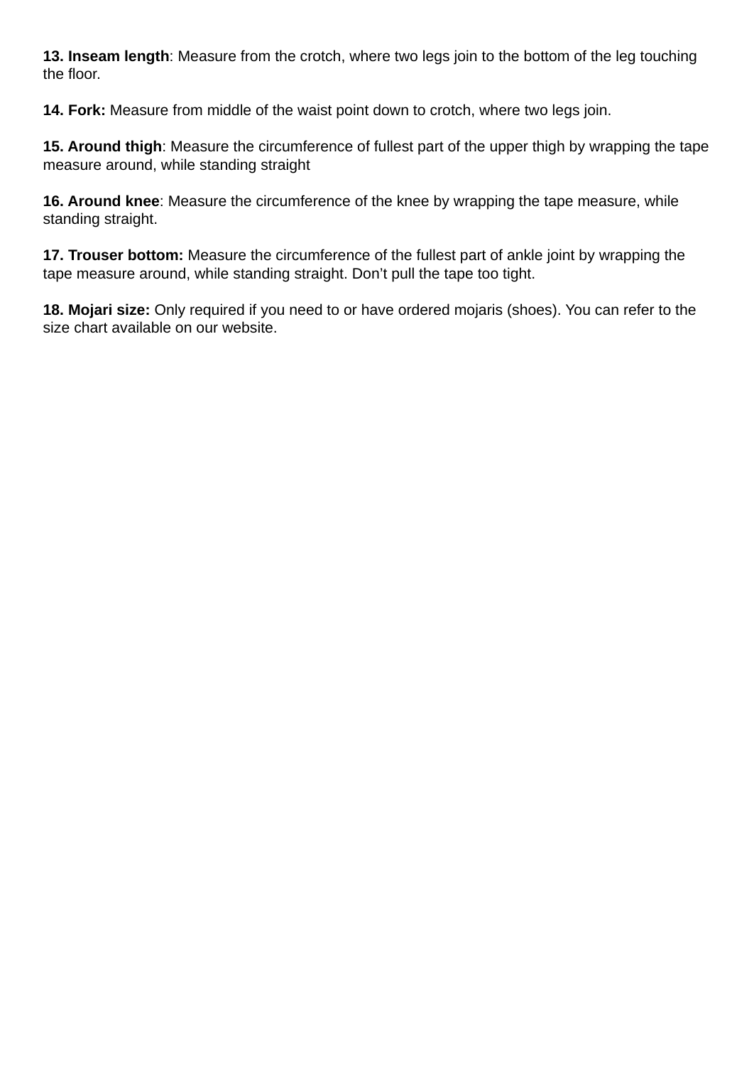**13. Inseam length**: Measure from the crotch, where two legs join to the bottom of the leg touching the floor.

**14. Fork:** Measure from middle of the waist point down to crotch, where two legs join.

**15. Around thigh**: Measure the circumference of fullest part of the upper thigh by wrapping the tape measure around, while standing straight

**16. Around knee**: Measure the circumference of the knee by wrapping the tape measure, while standing straight.

**17. Trouser bottom:** Measure the circumference of the fullest part of ankle joint by wrapping the tape measure around, while standing straight. Don't pull the tape too tight.

**18. Mojari size:** Only required if you need to or have ordered mojaris (shoes). You can refer to the size chart available on our website.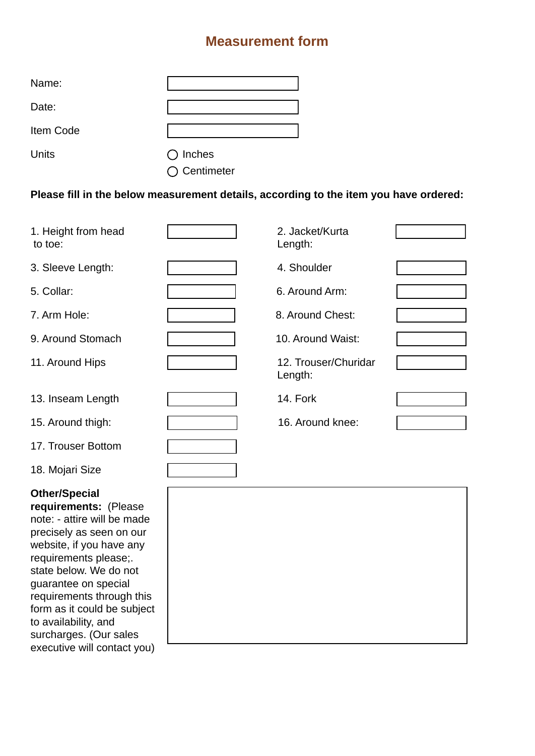# Measurement form

| | |
|---|---|
| Name: | |
| Date: | |
| Item Code | |
| Units | ○ Inches<br>○ Centimeter |

**Please fill in the below measurement details, according to the item you have ordered:**

| | | | |
|---|---|---|---|
| 1. Height from head to toe: | | 2. Jacket/Kurta Length: | |
| 3. Sleeve Length: | | 4. Shoulder | |
| 5. Collar: | | 6. Around Arm: | |
| 7. Arm Hole: | | 8. Around Chest: | |
| 9. Around Stomach | | 10. Around Waist: | |
| 11. Around Hips | | 12. Trouser/Churidar Length: | |
| 13. Inseam Length | | 14. Fork | |
| 15. Around thigh: | | 16. Around knee: | |
| 17. Trouser Bottom | | | |
| 18. Mojari Size | | | |

**Other/Special requirements:** (Please note: - attire will be made precisely as seen on our website, if you have any requirements please;. state below. We do not guarantee on special requirements through this form as it could be subject to availability, and surcharges. (Our sales executive will contact you)